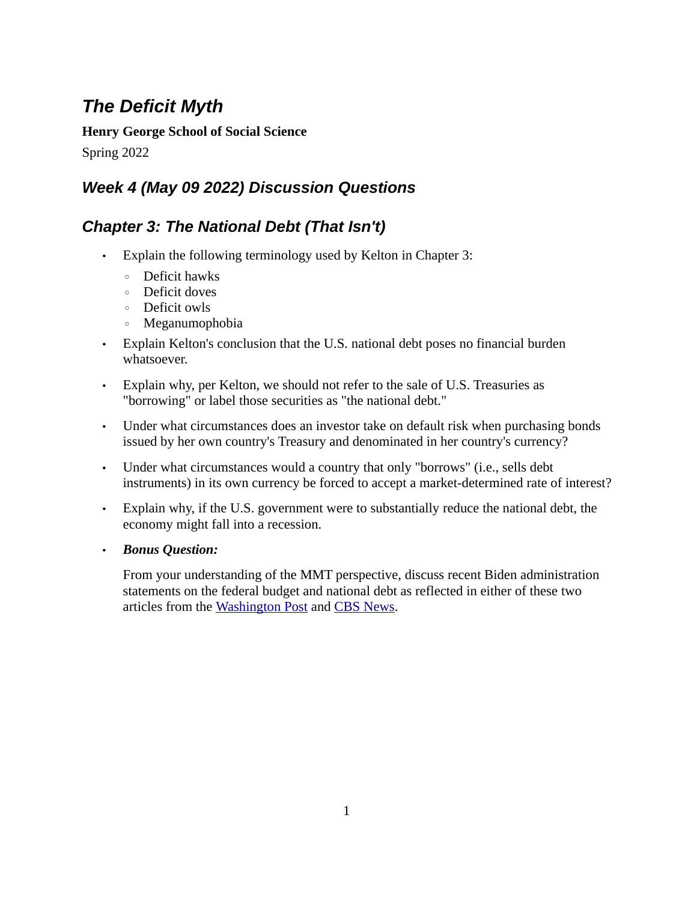# *The Deficit Myth*

**Henry George School of Social Science**

Spring 2022

## *Week 4 (May 09 2022) Discussion Questions*

## *Chapter 3: The National Debt (That Isn't)*

- Explain the following terminology used by Kelton in Chapter 3:
  - Deficit hawks
  - Deficit doves
  - Deficit owls
  - Meganumophobia
- Explain Kelton's conclusion that the U.S. national debt poses no financial burden whatsoever.
- Explain why, per Kelton, we should not refer to the sale of U.S. Treasuries as "borrowing" or label those securities as "the national debt."
- Under what circumstances does an investor take on default risk when purchasing bonds issued by her own country's Treasury and denominated in her country's currency?
- Under what circumstances would a country that only "borrows" (i.e., sells debt instruments) in its own currency be forced to accept a market-determined rate of interest?
- Explain why, if the U.S. government were to substantially reduce the national debt, the economy might fall into a recession.
- ***Bonus Question:***

  From your understanding of the MMT perspective, discuss recent Biden administration statements on the federal budget and national debt as reflected in either of these two articles from the Washington Post and CBS News.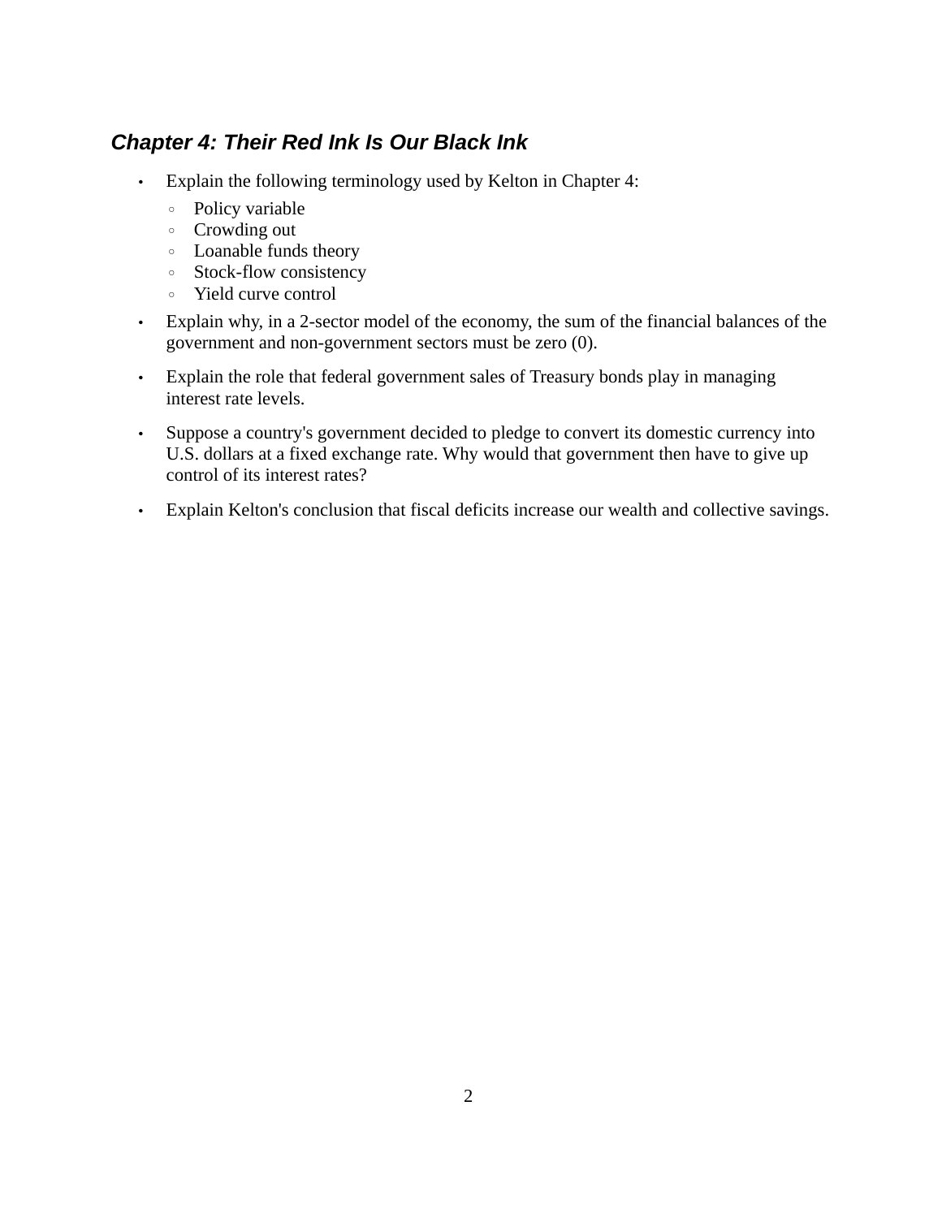### *Chapter 4: Their Red Ink Is Our Black Ink*

- Explain the following terminology used by Kelton in Chapter 4:
  - Policy variable
  - Crowding out
  - Loanable funds theory
  - Stock-flow consistency
  - Yield curve control
- Explain why, in a 2-sector model of the economy, the sum of the financial balances of the government and non-government sectors must be zero (0).
- Explain the role that federal government sales of Treasury bonds play in managing interest rate levels.
- Suppose a country's government decided to pledge to convert its domestic currency into U.S. dollars at a fixed exchange rate. Why would that government then have to give up control of its interest rates?
- Explain Kelton's conclusion that fiscal deficits increase our wealth and collective savings.